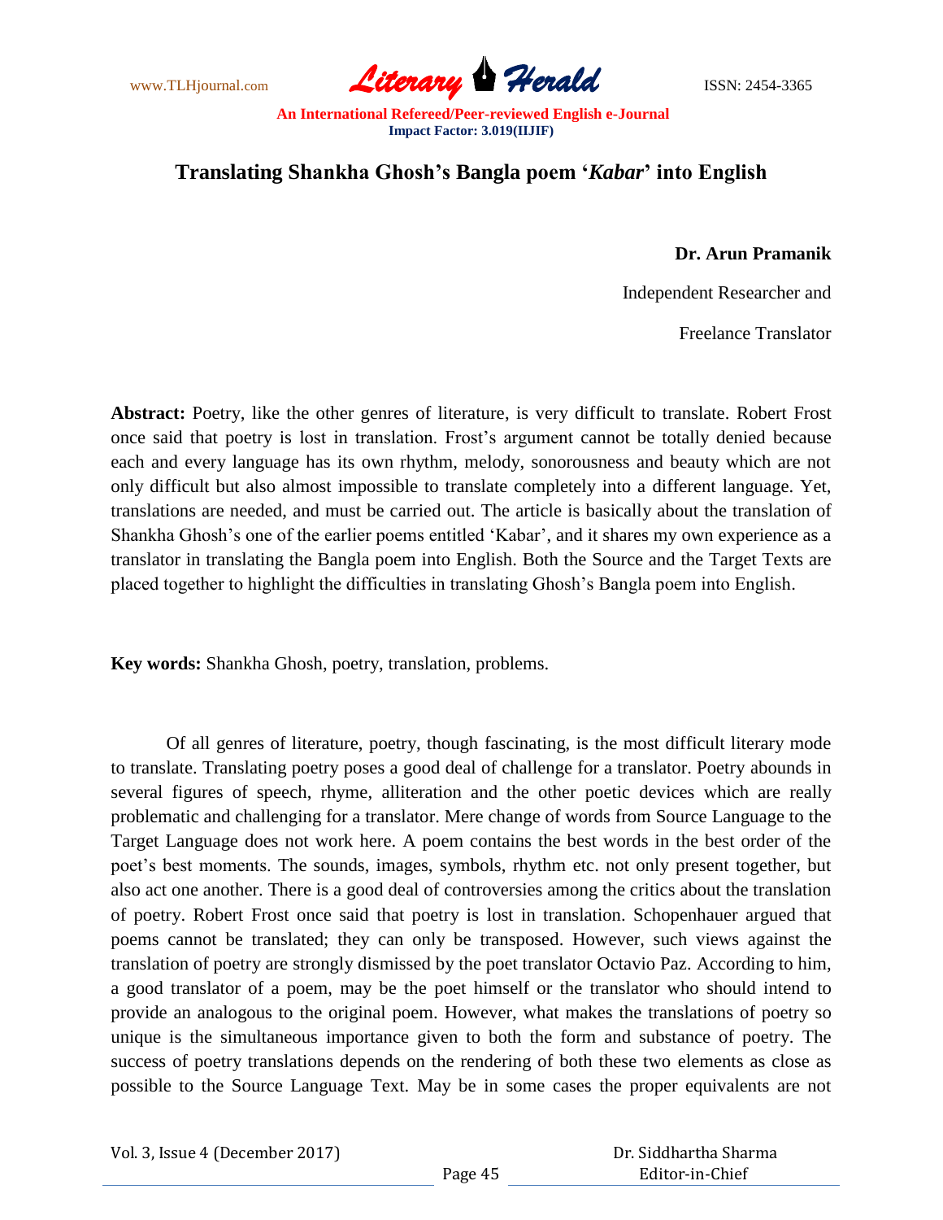# Translating Shankha Ghosh's Bangla poem '*Kabar*' into English

**Dr. Arun Pramanik**

Independent Researcher and

Freelance Translator

**Abstract:** Poetry, like the other genres of literature, is very difficult to translate. Robert Frost once said that poetry is lost in translation. Frost's argument cannot be totally denied because each and every language has its own rhythm, melody, sonorousness and beauty which are not only difficult but also almost impossible to translate completely into a different language. Yet, translations are needed, and must be carried out. The article is basically about the translation of Shankha Ghosh's one of the earlier poems entitled 'Kabar', and it shares my own experience as a translator in translating the Bangla poem into English. Both the Source and the Target Texts are placed together to highlight the difficulties in translating Ghosh's Bangla poem into English.

**Key words:** Shankha Ghosh, poetry, translation, problems.

Of all genres of literature, poetry, though fascinating, is the most difficult literary mode to translate. Translating poetry poses a good deal of challenge for a translator. Poetry abounds in several figures of speech, rhyme, alliteration and the other poetic devices which are really problematic and challenging for a translator. Mere change of words from Source Language to the Target Language does not work here. A poem contains the best words in the best order of the poet's best moments. The sounds, images, symbols, rhythm etc. not only present together, but also act one another. There is a good deal of controversies among the critics about the translation of poetry. Robert Frost once said that poetry is lost in translation. Schopenhauer argued that poems cannot be translated; they can only be transposed. However, such views against the translation of poetry are strongly dismissed by the poet translator Octavio Paz. According to him, a good translator of a poem, may be the poet himself or the translator who should intend to provide an analogous to the original poem. However, what makes the translations of poetry so unique is the simultaneous importance given to both the form and substance of poetry. The success of poetry translations depends on the rendering of both these two elements as close as possible to the Source Language Text. May be in some cases the proper equivalents are not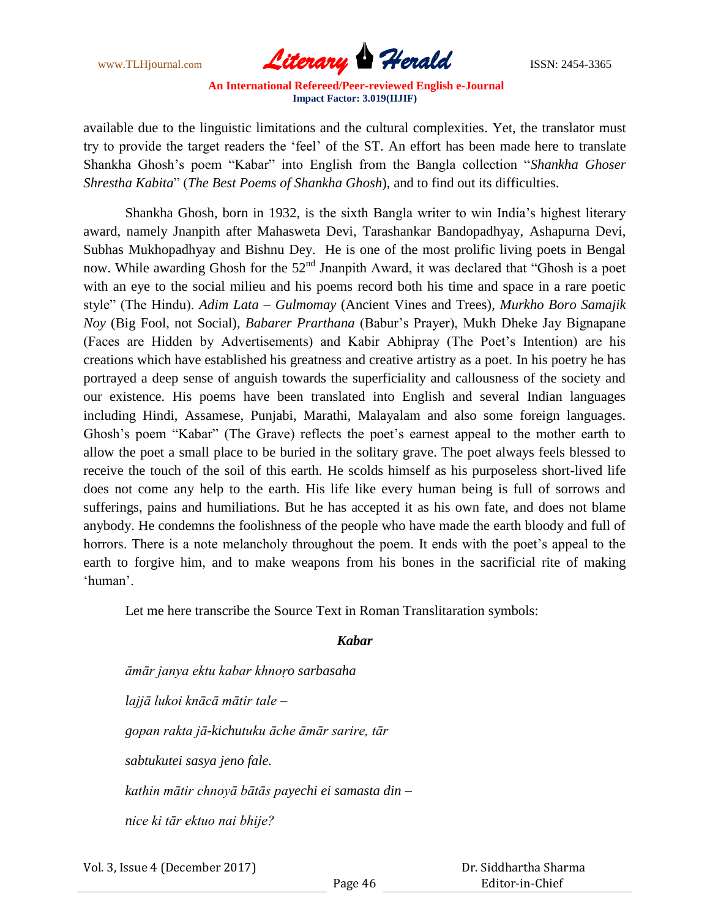available due to the linguistic limitations and the cultural complexities. Yet, the translator must try to provide the target readers the 'feel' of the ST. An effort has been made here to translate Shankha Ghosh's poem "Kabar" into English from the Bangla collection "*Shankha Ghoser Shrestha Kabita*" (*The Best Poems of Shankha Ghosh*), and to find out its difficulties.

Shankha Ghosh, born in 1932, is the sixth Bangla writer to win India's highest literary award, namely Jnanpith after Mahasweta Devi, Tarashankar Bandopadhyay, Ashapurna Devi, Subhas Mukhopadhyay and Bishnu Dey. He is one of the most prolific living poets in Bengal now. While awarding Ghosh for the 52nd Jnanpith Award, it was declared that "Ghosh is a poet with an eye to the social milieu and his poems record both his time and space in a rare poetic style" (The Hindu). *Adim Lata – Gulmomay* (Ancient Vines and Trees), *Murkho Boro Samajik Noy* (Big Fool, not Social), *Babarer Prarthana* (Babur's Prayer), Mukh Dheke Jay Bignapane (Faces are Hidden by Advertisements) and Kabir Abhipray (The Poet's Intention) are his creations which have established his greatness and creative artistry as a poet. In his poetry he has portrayed a deep sense of anguish towards the superficiality and callousness of the society and our existence. His poems have been translated into English and several Indian languages including Hindi, Assamese, Punjabi, Marathi, Malayalam and also some foreign languages. Ghosh's poem "Kabar" (The Grave) reflects the poet's earnest appeal to the mother earth to allow the poet a small place to be buried in the solitary grave. The poet always feels blessed to receive the touch of the soil of this earth. He scolds himself as his purposeless short-lived life does not come any help to the earth. His life like every human being is full of sorrows and sufferings, pains and humiliations. But he has accepted it as his own fate, and does not blame anybody. He condemns the foolishness of the people who have made the earth bloody and full of horrors. There is a note melancholy throughout the poem. It ends with the poet's appeal to the earth to forgive him, and to make weapons from his bones in the sacrificial rite of making 'human'.

Let me here transcribe the Source Text in Roman Translitaration symbols:

***Kabar***

*āmār janya ektu kabar khnoṛo sarbasaha*

*lajjā lukoi knācā mātir tale –*

*gopan rakta jā-kichutuku āche āmār sarire, tār*

*sabtukutei sasya jeno fale.*

*kathin mātir chnoyā bātās payechi ei samasta din –*

*nice ki tār ektuo nai bhije?*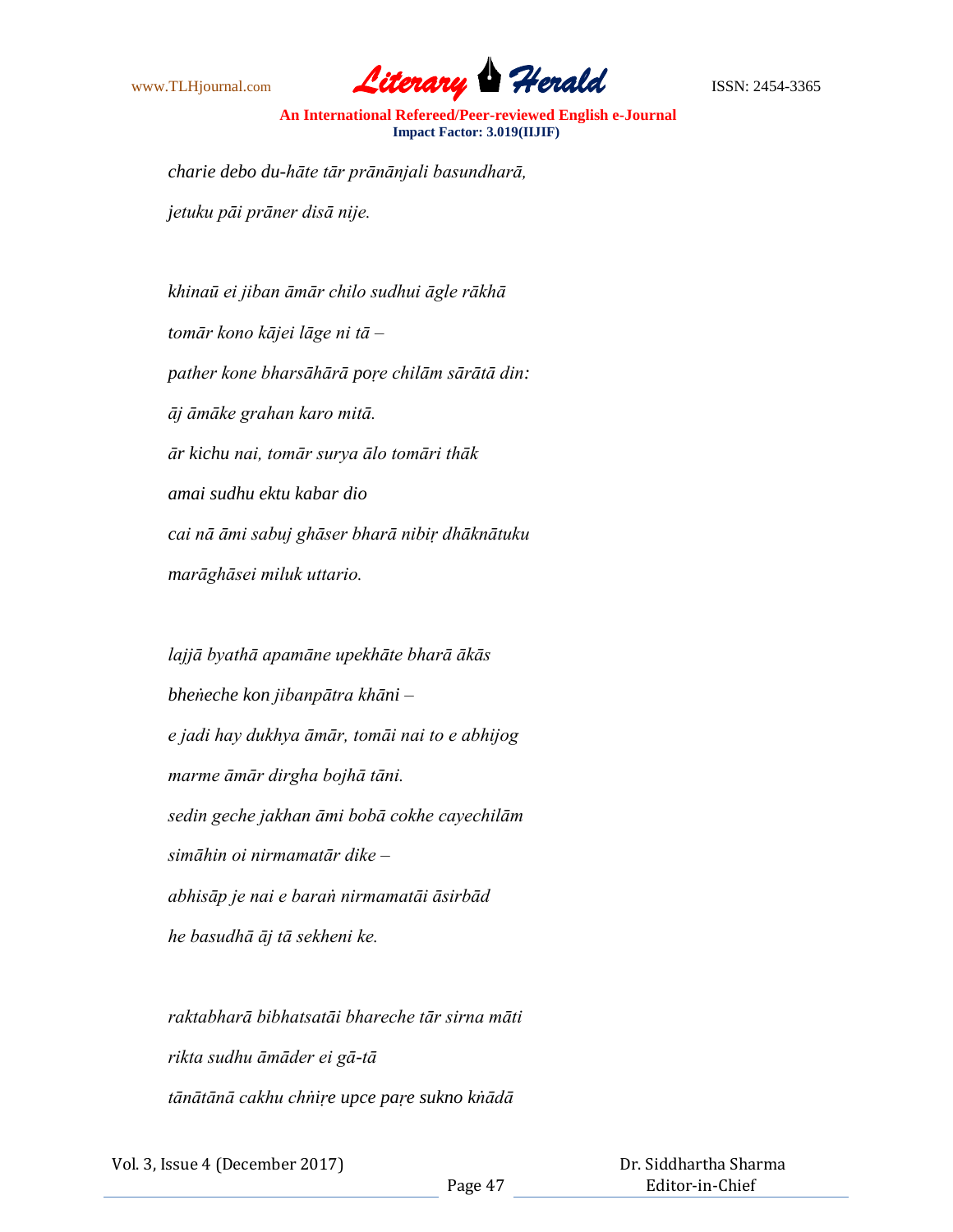*charie debo du-hāte tār prānānjali basundharā,*

*jetuku pāi prāner disā nije.*

*khinaū ei jiban āmār chilo sudhui āgle rākhā*

*tomār kono kājei lāge ni tā –*

*pather kone bharsāhārā poṛe chilām sārātā din:*

*āj āmāke grahan karo mitā.*

*ār kichu nai, tomār surya ālo tomāri thāk*

*amai sudhu ektu kabar dio*

*cai nā āmi sabuj ghāser bharā nibiṛ dhāknātuku*

*marāghāsei miluk uttario.*

*lajjā byathā apamāne upekhāte bharā ākās*

*bheṅeche kon jibanpātra khāni –*

*e jadi hay dukhya āmār, tomāi nai to e abhijog*

*marme āmār dirgha bojhā tāni.*

*sedin geche jakhan āmi bobā cokhe cayechilām*

*simāhin oi nirmamatār dike –*

*abhisāp je nai e baraṅ nirmamatāi āsirbād*

*he basudhā āj tā sekheni ke.*

*raktabharā bibhatsatāi bhareche tār sirna māti*

*rikta sudhu āmāder ei gā-tā*

*tānātānā cakhu chṅiṛe upce paṛe sukno kṅādā*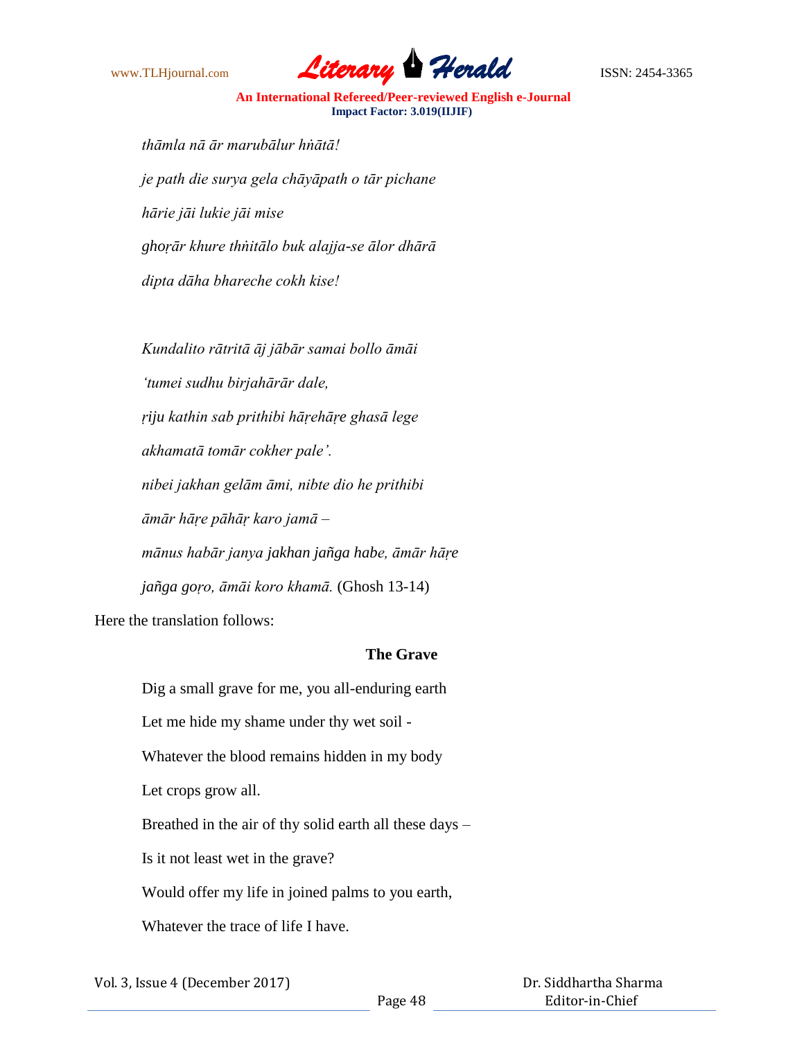*thāmla nā ār marubālur hṅātā!*

*je path die surya gela chāyāpath o tār pichane*

*hārie jāi lukie jāi mise*

*ghoṛār khure thṅitālo buk alajja-se ālor dhārā*

*dipta dāha bhareche cokh kise!*

*Kundalito rātritā āj jābār samai bollo āmāi*

*'tumei sudhu birjahārār dale,*

*ṛiju kathin sab prithibi hāṛehāṛe ghasā lege*

*akhamatā tomār cokher pale'.*

*nibei jakhan gelām āmi, nibte dio he prithibi*

*āmār hāṛe pāhāṛ karo jamā –*

*mānus habār janya jakhan jañga habe, āmār hāṛe*

*jañga goṛo, āmāi koro khamā.* (Ghosh 13-14)

Here the translation follows:

**The Grave**

Dig a small grave for me, you all-enduring earth

Let me hide my shame under thy wet soil -

Whatever the blood remains hidden in my body

Let crops grow all.

Breathed in the air of thy solid earth all these days –

Is it not least wet in the grave?

Would offer my life in joined palms to you earth,

Whatever the trace of life I have.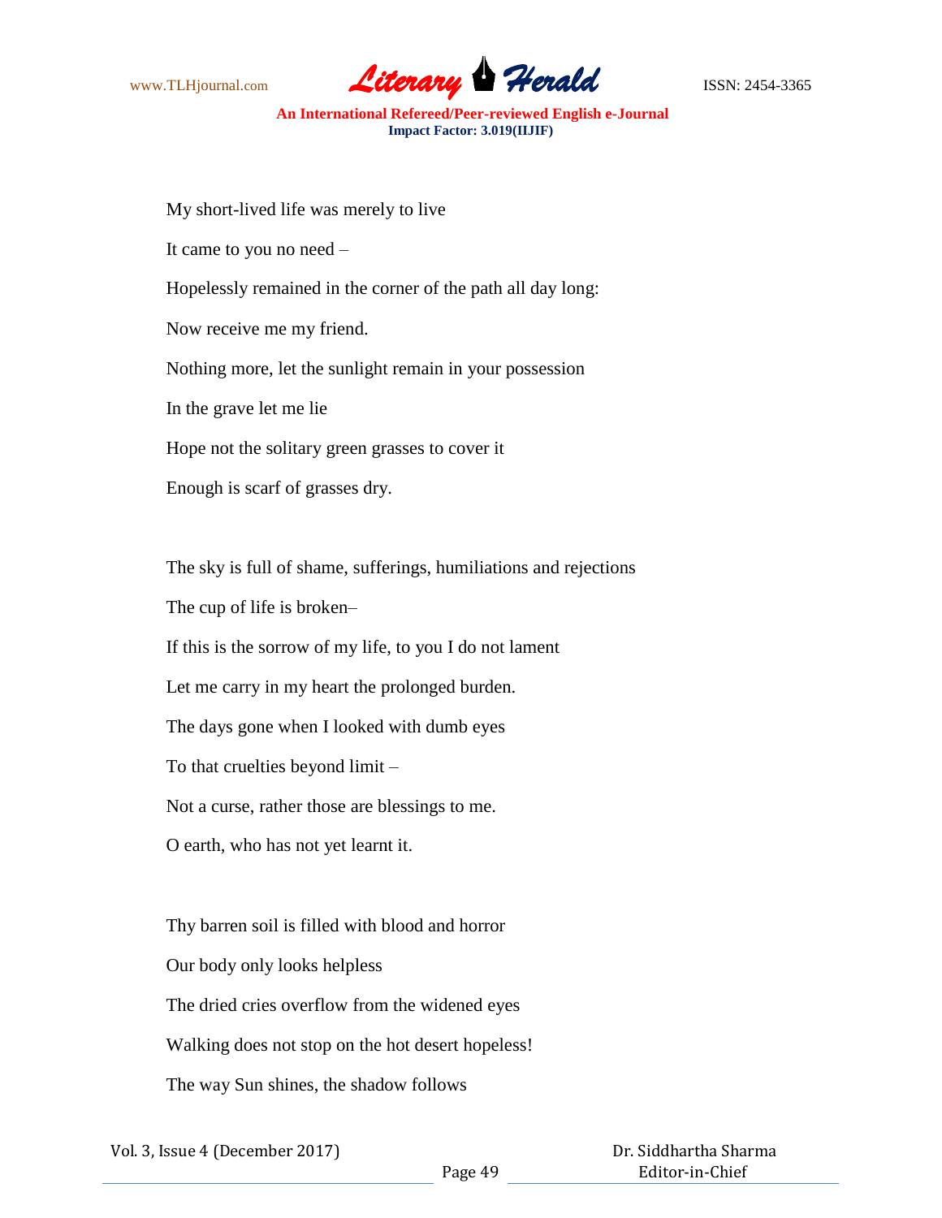My short-lived life was merely to live

It came to you no need –

Hopelessly remained in the corner of the path all day long:

Now receive me my friend.

Nothing more, let the sunlight remain in your possession

In the grave let me lie

Hope not the solitary green grasses to cover it

Enough is scarf of grasses dry.

The sky is full of shame, sufferings, humiliations and rejections

The cup of life is broken–

If this is the sorrow of my life, to you I do not lament

Let me carry in my heart the prolonged burden.

The days gone when I looked with dumb eyes

To that cruelties beyond limit –

Not a curse, rather those are blessings to me.

O earth, who has not yet learnt it.

Thy barren soil is filled with blood and horror

Our body only looks helpless

The dried cries overflow from the widened eyes

Walking does not stop on the hot desert hopeless!

The way Sun shines, the shadow follows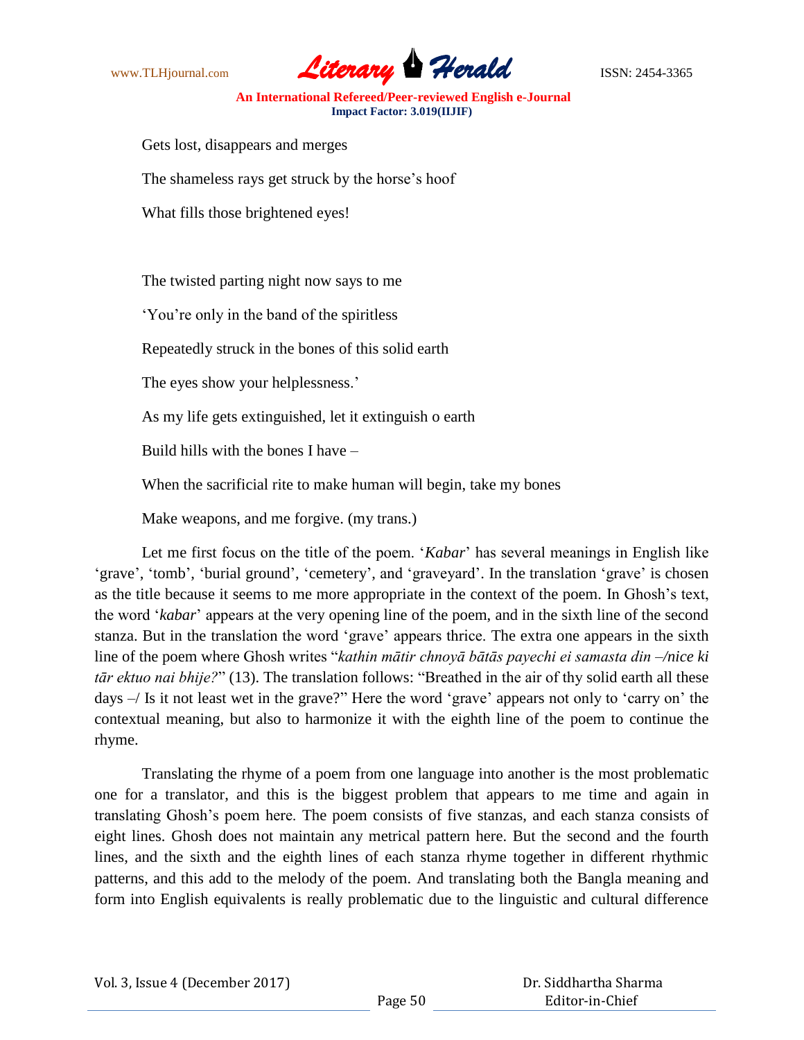Gets lost, disappears and merges

The shameless rays get struck by the horse's hoof

What fills those brightened eyes!

The twisted parting night now says to me

'You're only in the band of the spiritless

Repeatedly struck in the bones of this solid earth

The eyes show your helplessness.'

As my life gets extinguished, let it extinguish o earth

Build hills with the bones I have –

When the sacrificial rite to make human will begin, take my bones

Make weapons, and me forgive. (my trans.)

Let me first focus on the title of the poem. '*Kabar*' has several meanings in English like 'grave', 'tomb', 'burial ground', 'cemetery', and 'graveyard'. In the translation 'grave' is chosen as the title because it seems to me more appropriate in the context of the poem. In Ghosh's text, the word '*kabar*' appears at the very opening line of the poem, and in the sixth line of the second stanza. But in the translation the word 'grave' appears thrice. The extra one appears in the sixth line of the poem where Ghosh writes "*kathin mātir chnoyā bātās payechi ei samasta din –/nice ki tār ektuo nai bhije?*" (13). The translation follows: "Breathed in the air of thy solid earth all these days –/ Is it not least wet in the grave?" Here the word 'grave' appears not only to 'carry on' the contextual meaning, but also to harmonize it with the eighth line of the poem to continue the rhyme.

Translating the rhyme of a poem from one language into another is the most problematic one for a translator, and this is the biggest problem that appears to me time and again in translating Ghosh's poem here. The poem consists of five stanzas, and each stanza consists of eight lines. Ghosh does not maintain any metrical pattern here. But the second and the fourth lines, and the sixth and the eighth lines of each stanza rhyme together in different rhythmic patterns, and this add to the melody of the poem. And translating both the Bangla meaning and form into English equivalents is really problematic due to the linguistic and cultural difference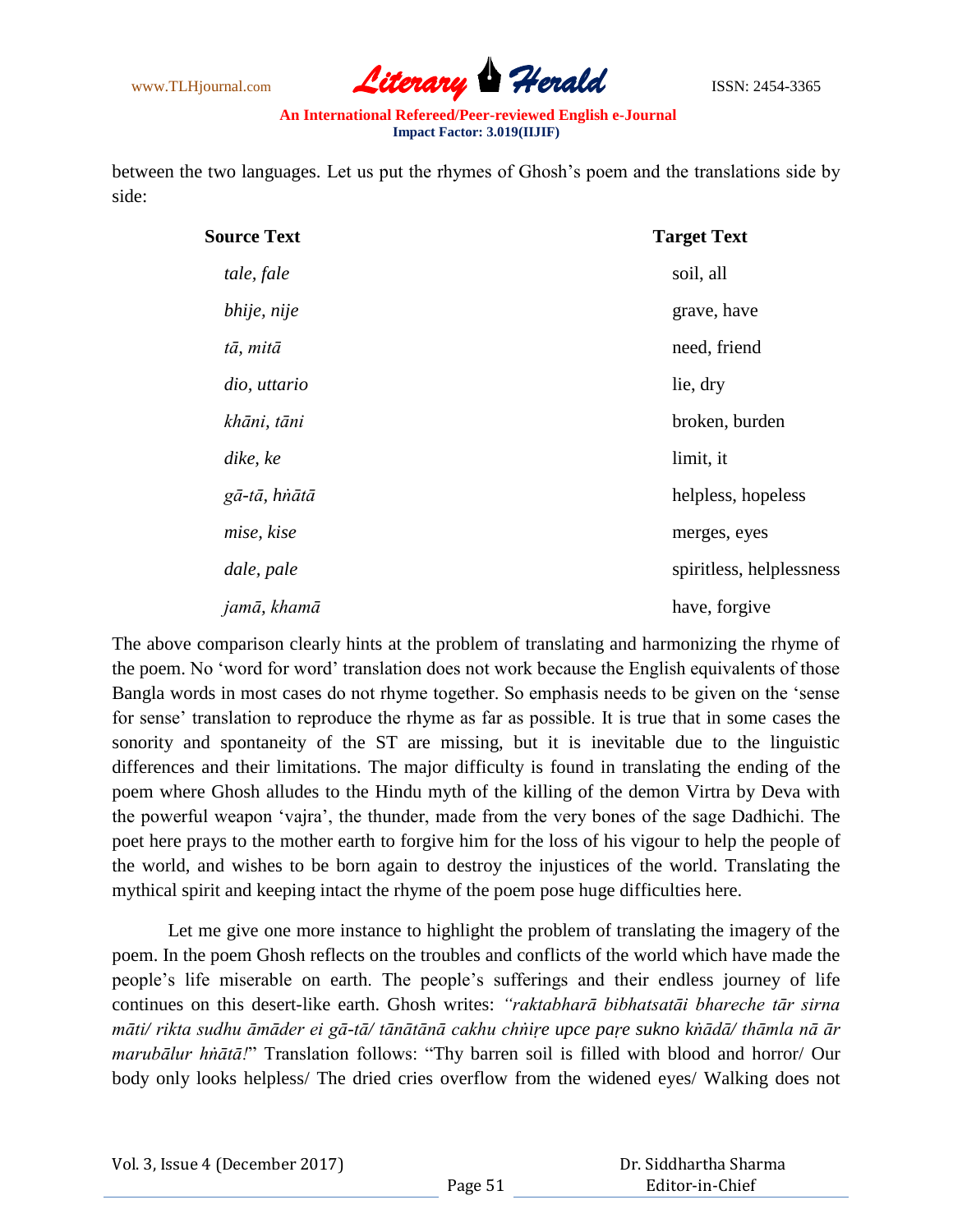between the two languages. Let us put the rhymes of Ghosh's poem and the translations side by side:

| Source Text | Target Text |
|---|---|
| *tale, fale* | soil, all |
| *bhije, nije* | grave, have |
| *tā, mitā* | need, friend |
| *dio, uttario* | lie, dry |
| *khāni, tāni* | broken, burden |
| *dike, ke* | limit, it |
| *gā-tā, hṅātā* | helpless, hopeless |
| *mise, kise* | merges, eyes |
| *dale, pale* | spiritless, helplessness |
| *jamā, khamā* | have, forgive |

The above comparison clearly hints at the problem of translating and harmonizing the rhyme of the poem. No 'word for word' translation does not work because the English equivalents of those Bangla words in most cases do not rhyme together. So emphasis needs to be given on the 'sense for sense' translation to reproduce the rhyme as far as possible. It is true that in some cases the sonority and spontaneity of the ST are missing, but it is inevitable due to the linguistic differences and their limitations. The major difficulty is found in translating the ending of the poem where Ghosh alludes to the Hindu myth of the killing of the demon Virtra by Deva with the powerful weapon 'vajra', the thunder, made from the very bones of the sage Dadhichi. The poet here prays to the mother earth to forgive him for the loss of his vigour to help the people of the world, and wishes to be born again to destroy the injustices of the world. Translating the mythical spirit and keeping intact the rhyme of the poem pose huge difficulties here.

Let me give one more instance to highlight the problem of translating the imagery of the poem. In the poem Ghosh reflects on the troubles and conflicts of the world which have made the people's life miserable on earth. The people's sufferings and their endless journey of life continues on this desert-like earth. Ghosh writes: *"raktabharā bibhatsatāi bhareche tār sirna māti/ rikta sudhu āmāder ei gā-tā/ tānātānā cakhu chṅiṛe upce paṛe sukno kṅādā/ thāmla nā ār marubālur hṅātā!*" Translation follows: "Thy barren soil is filled with blood and horror/ Our body only looks helpless/ The dried cries overflow from the widened eyes/ Walking does not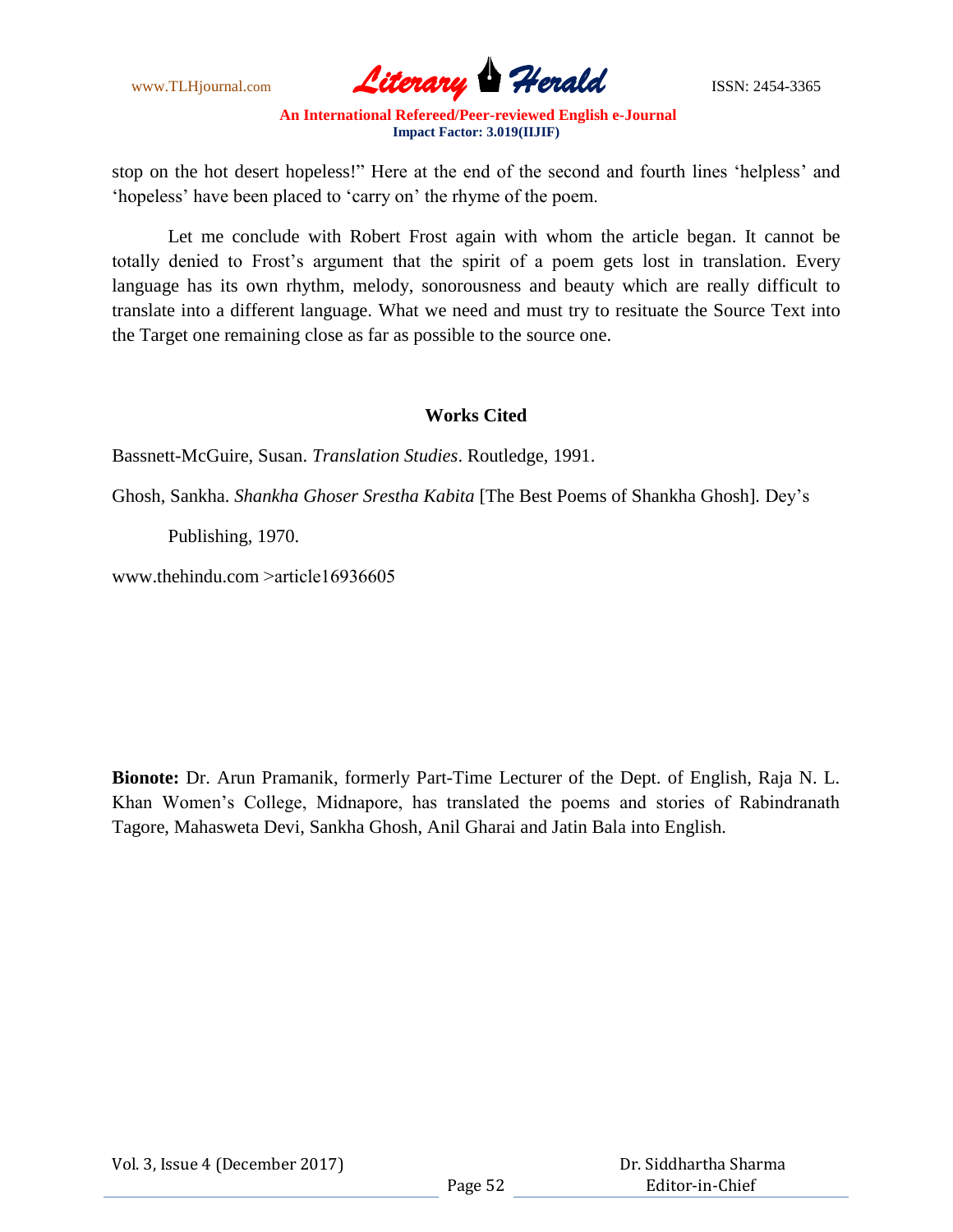stop on the hot desert hopeless!" Here at the end of the second and fourth lines 'helpless' and 'hopeless' have been placed to 'carry on' the rhyme of the poem.

Let me conclude with Robert Frost again with whom the article began. It cannot be totally denied to Frost's argument that the spirit of a poem gets lost in translation. Every language has its own rhythm, melody, sonorousness and beauty which are really difficult to translate into a different language. What we need and must try to resituate the Source Text into the Target one remaining close as far as possible to the source one.

## Works Cited

Bassnett-McGuire, Susan. *Translation Studies*. Routledge, 1991.

Ghosh, Sankha. *Shankha Ghoser Srestha Kabita* [The Best Poems of Shankha Ghosh]. Dey's Publishing, 1970.

www.thehindu.com >article16936605

**Bionote:** Dr. Arun Pramanik, formerly Part-Time Lecturer of the Dept. of English, Raja N. L. Khan Women's College, Midnapore, has translated the poems and stories of Rabindranath Tagore, Mahasweta Devi, Sankha Ghosh, Anil Gharai and Jatin Bala into English.